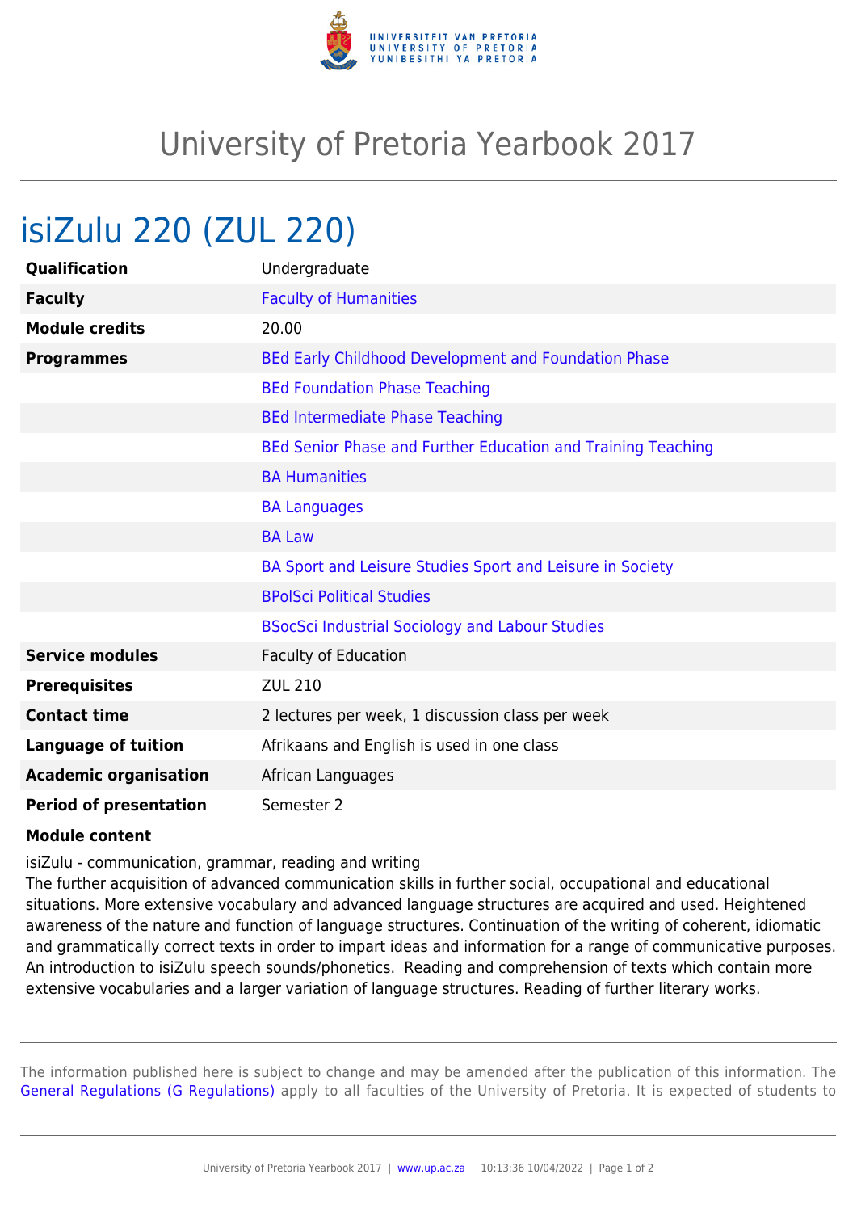# University of Pretoria Yearbook 2017

## isiZulu 220 (ZUL 220)

| | |
|---|---|
| **Qualification** | Undergraduate |
| **Faculty** | Faculty of Humanities |
| **Module credits** | 20.00 |
| **Programmes** | BEd Early Childhood Development and Foundation Phase |
| | BEd Foundation Phase Teaching |
| | BEd Intermediate Phase Teaching |
| | BEd Senior Phase and Further Education and Training Teaching |
| | BA Humanities |
| | BA Languages |
| | BA Law |
| | BA Sport and Leisure Studies Sport and Leisure in Society |
| | BPolSci Political Studies |
| | BSocSci Industrial Sociology and Labour Studies |
| **Service modules** | Faculty of Education |
| **Prerequisites** | ZUL 210 |
| **Contact time** | 2 lectures per week, 1 discussion class per week |
| **Language of tuition** | Afrikaans and English is used in one class |
| **Academic organisation** | African Languages |
| **Period of presentation** | Semester 2 |

**Module content**

isiZulu - communication, grammar, reading and writing
The further acquisition of advanced communication skills in further social, occupational and educational situations. More extensive vocabulary and advanced language structures are acquired and used. Heightened awareness of the nature and function of language structures. Continuation of the writing of coherent, idiomatic and grammatically correct texts in order to impart ideas and information for a range of communicative purposes. An introduction to isiZulu speech sounds/phonetics. Reading and comprehension of texts which contain more extensive vocabularies and a larger variation of language structures. Reading of further literary works.

The information published here is subject to change and may be amended after the publication of this information. The General Regulations (G Regulations) apply to all faculties of the University of Pretoria. It is expected of students to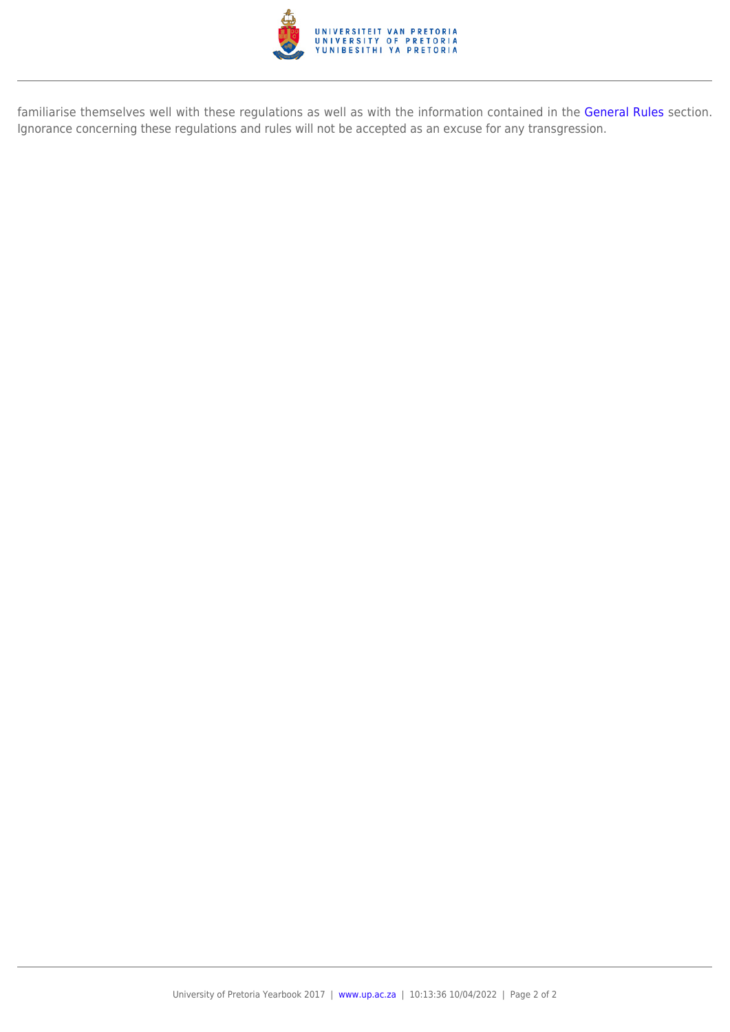familiarise themselves well with these regulations as well as with the information contained in the General Rules section. Ignorance concerning these regulations and rules will not be accepted as an excuse for any transgression.